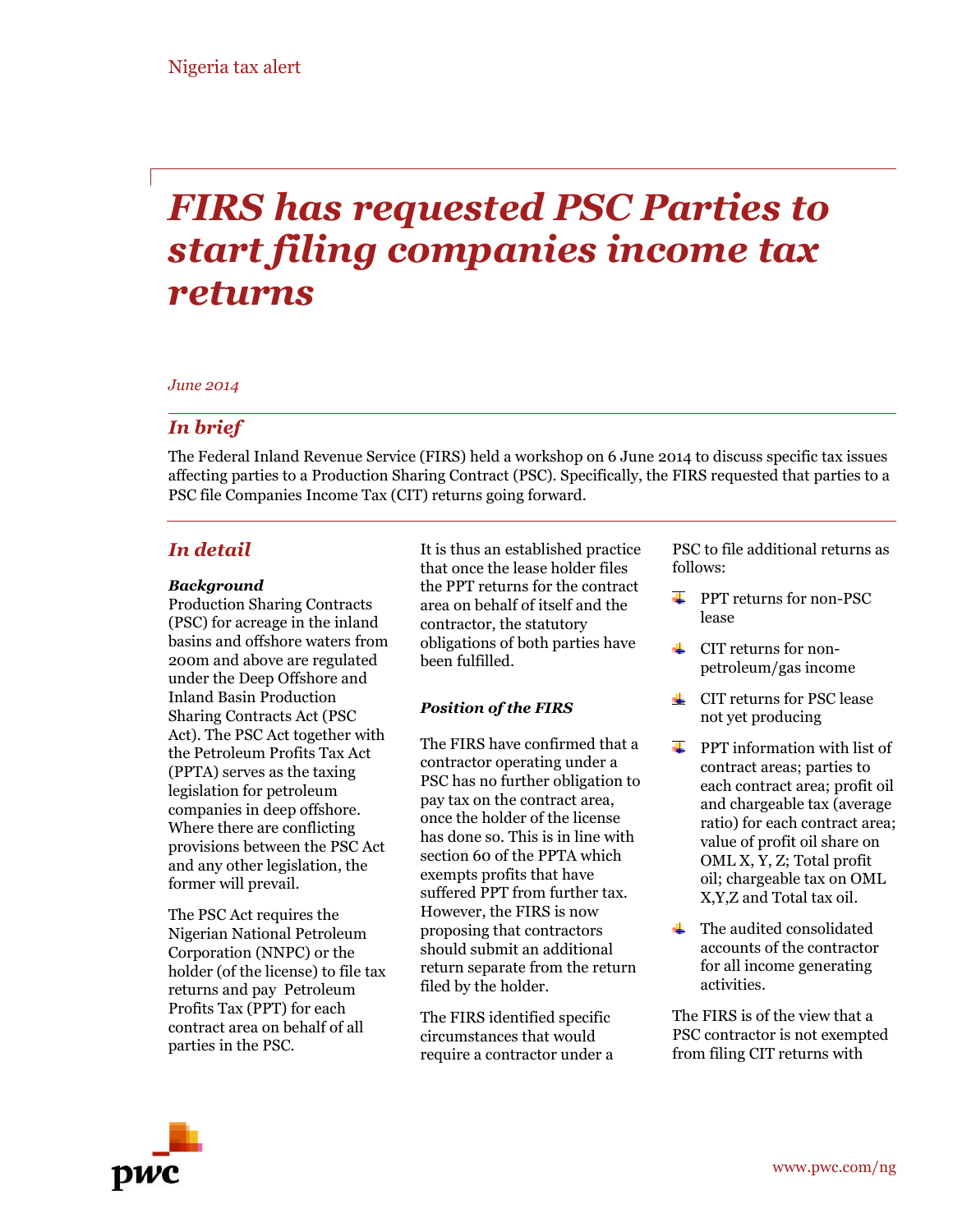Nigeria tax alert

# *FIRS has requested PSC Parties to start filing companies income tax returns*

*June 2014*

## *In brief*

The Federal Inland Revenue Service (FIRS) held a workshop on 6 June 2014 to discuss specific tax issues affecting parties to a Production Sharing Contract (PSC). Specifically, the FIRS requested that parties to a PSC file Companies Income Tax (CIT) returns going forward.

## *In detail*

### *Background*

Production Sharing Contracts (PSC) for acreage in the inland basins and offshore waters from 200m and above are regulated under the Deep Offshore and Inland Basin Production Sharing Contracts Act (PSC Act). The PSC Act together with the Petroleum Profits Tax Act (PPTA) serves as the taxing legislation for petroleum companies in deep offshore. Where there are conflicting provisions between the PSC Act and any other legislation, the former will prevail.

The PSC Act requires the Nigerian National Petroleum Corporation (NNPC) or the holder (of the license) to file tax returns and pay Petroleum Profits Tax (PPT) for each contract area on behalf of all parties in the PSC.

It is thus an established practice that once the lease holder files the PPT returns for the contract area on behalf of itself and the contractor, the statutory obligations of both parties have been fulfilled.

### *Position of the FIRS*

The FIRS have confirmed that a contractor operating under a PSC has no further obligation to pay tax on the contract area, once the holder of the license has done so. This is in line with section 60 of the PPTA which exempts profits that have suffered PPT from further tax. However, the FIRS is now proposing that contractors should submit an additional return separate from the return filed by the holder.

The FIRS identified specific circumstances that would require a contractor under a PSC to file additional returns as follows:

- PPT returns for non-PSC lease
- CIT returns for non-petroleum/gas income
- CIT returns for PSC lease not yet producing
- PPT information with list of contract areas; parties to each contract area; profit oil and chargeable tax (average ratio) for each contract area; value of profit oil share on OML X, Y, Z; Total profit oil; chargeable tax on OML X,Y,Z and Total tax oil.
- The audited consolidated accounts of the contractor for all income generating activities.

The FIRS is of the view that a PSC contractor is not exempted from filing CIT returns with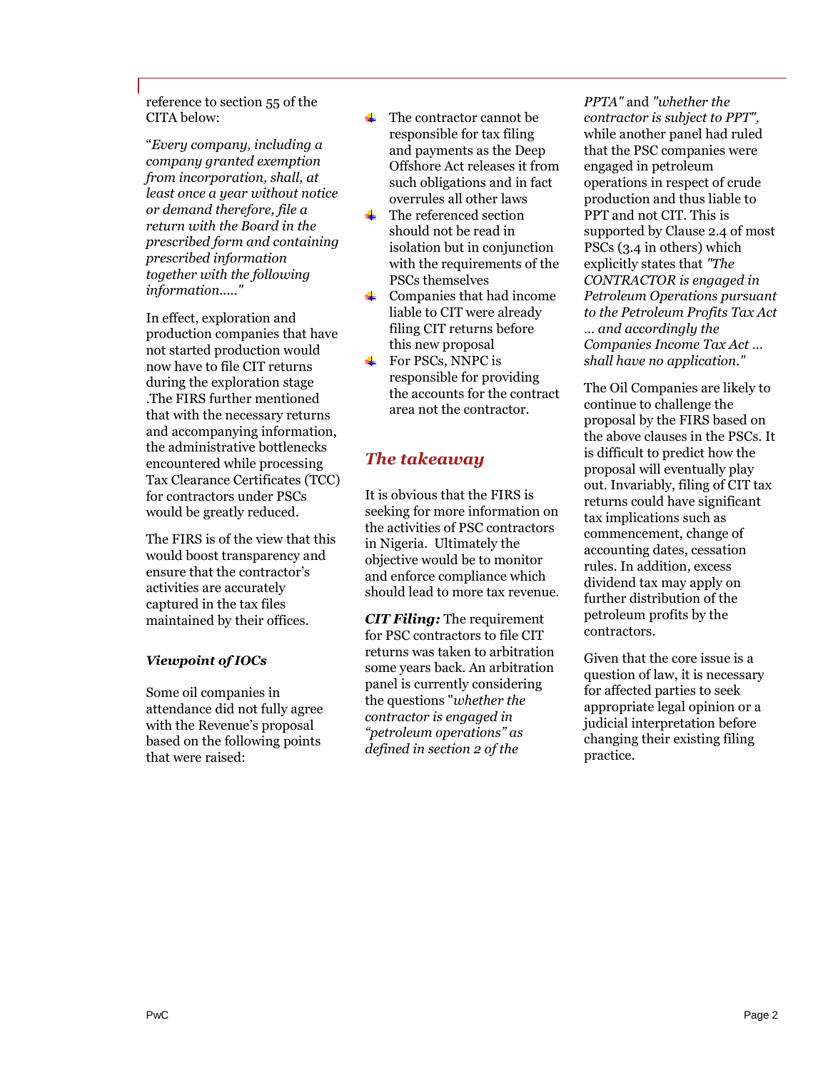reference to section 55 of the CITA below:

"*Every company, including a company granted exemption from incorporation, shall, at least once a year without notice or demand therefore, file a return with the Board in the prescribed form and containing prescribed information together with the following information....."*

In effect, exploration and production companies that have not started production would now have to file CIT returns during the exploration stage .The FIRS further mentioned that with the necessary returns and accompanying information, the administrative bottlenecks encountered while processing Tax Clearance Certificates (TCC) for contractors under PSCs would be greatly reduced.

The FIRS is of the view that this would boost transparency and ensure that the contractor's activities are accurately captured in the tax files maintained by their offices.

***Viewpoint of IOCs***

Some oil companies in attendance did not fully agree with the Revenue's proposal based on the following points that were raised:

- The contractor cannot be responsible for tax filing and payments as the Deep Offshore Act releases it from such obligations and in fact overrules all other laws
- The referenced section should not be read in isolation but in conjunction with the requirements of the PSCs themselves
- Companies that had income liable to CIT were already filing CIT returns before this new proposal
- For PSCs, NNPC is responsible for providing the accounts for the contract area not the contractor.

## *The takeaway*

It is obvious that the FIRS is seeking for more information on the activities of PSC contractors in Nigeria. Ultimately the objective would be to monitor and enforce compliance which should lead to more tax revenue.

***CIT Filing:*** The requirement for PSC contractors to file CIT returns was taken to arbitration some years back. An arbitration panel is currently considering the questions "*whether the contractor is engaged in "petroleum operations" as defined in section 2 of the PPTA"* and *"whether the contractor is subject to PPT",* while another panel had ruled that the PSC companies were engaged in petroleum operations in respect of crude production and thus liable to PPT and not CIT. This is supported by Clause 2.4 of most PSCs (3.4 in others) which explicitly states that *"The CONTRACTOR is engaged in Petroleum Operations pursuant to the Petroleum Profits Tax Act ... and accordingly the Companies Income Tax Act ... shall have no application."*

The Oil Companies are likely to continue to challenge the proposal by the FIRS based on the above clauses in the PSCs. It is difficult to predict how the proposal will eventually play out. Invariably, filing of CIT tax returns could have significant tax implications such as commencement, change of accounting dates, cessation rules. In addition, excess dividend tax may apply on further distribution of the petroleum profits by the contractors.

Given that the core issue is a question of law, it is necessary for affected parties to seek appropriate legal opinion or a judicial interpretation before changing their existing filing practice.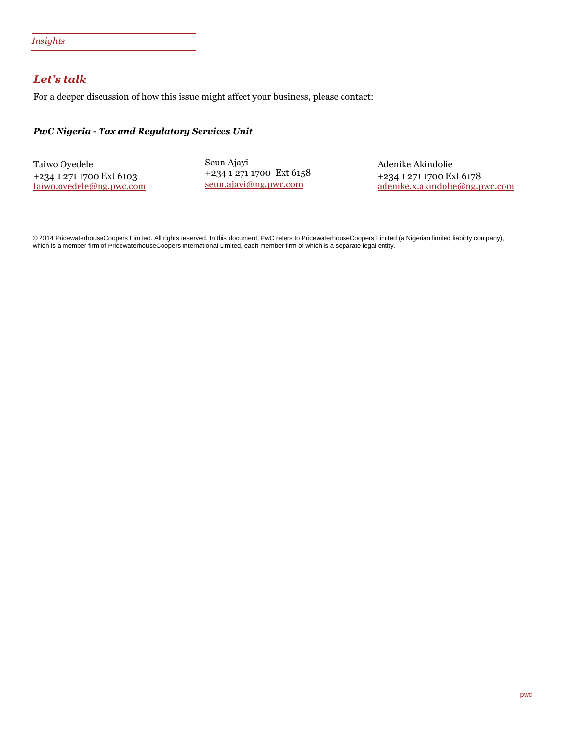## *Let's talk*

For a deeper discussion of how this issue might affect your business, please contact:

***PwC Nigeria - Tax and Regulatory Services Unit***

Taiwo Oyedele
+234 1 271 1700 Ext 6103
taiwo.oyedele@ng.pwc.com

Seun Ajayi
+234 1 271 1700 Ext 6158
seun.ajayi@ng.pwc.com

Adenike Akindolie
+234 1 271 1700 Ext 6178
adenike.x.akindolie@ng.pwc.com

© 2014 PricewaterhouseCoopers Limited. All rights reserved. In this document, PwC refers to PricewaterhouseCoopers Limited (a Nigerian limited liability company), which is a member firm of PricewaterhouseCoopers International Limited, each member firm of which is a separate legal entity.